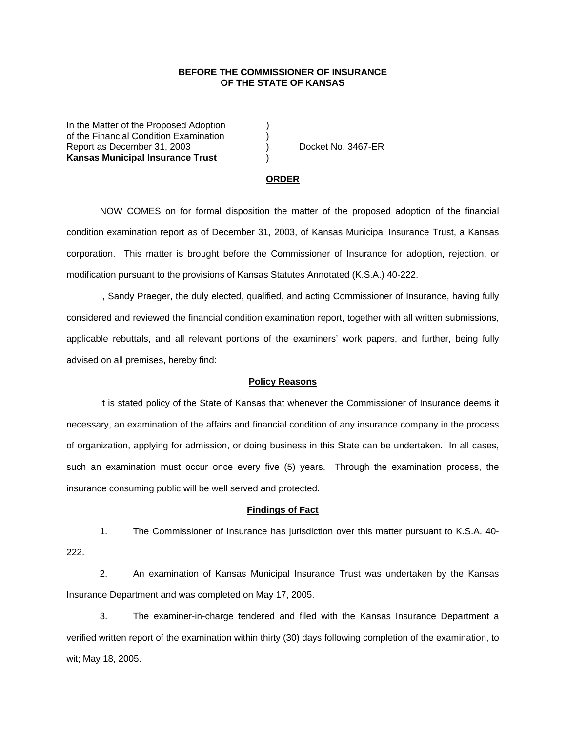**BEFORE THE COMMISSIONER OF INSURANCE**
**OF THE STATE OF KANSAS**

| | | |
|---|---|---|
| In the Matter of the Proposed Adoption | ) | |
| of the Financial Condition Examination | ) | |
| Report as December 31, 2003 | ) | Docket No. 3467-ER |
| **Kansas Municipal Insurance Trust** | ) | |

## ORDER

NOW COMES on for formal disposition the matter of the proposed adoption of the financial condition examination report as of December 31, 2003, of Kansas Municipal Insurance Trust, a Kansas corporation. This matter is brought before the Commissioner of Insurance for adoption, rejection, or modification pursuant to the provisions of Kansas Statutes Annotated (K.S.A.) 40-222.

I, Sandy Praeger, the duly elected, qualified, and acting Commissioner of Insurance, having fully considered and reviewed the financial condition examination report, together with all written submissions, applicable rebuttals, and all relevant portions of the examiners' work papers, and further, being fully advised on all premises, hereby find:

### Policy Reasons

It is stated policy of the State of Kansas that whenever the Commissioner of Insurance deems it necessary, an examination of the affairs and financial condition of any insurance company in the process of organization, applying for admission, or doing business in this State can be undertaken. In all cases, such an examination must occur once every five (5) years. Through the examination process, the insurance consuming public will be well served and protected.

### Findings of Fact

1. The Commissioner of Insurance has jurisdiction over this matter pursuant to K.S.A. 40-222.

2. An examination of Kansas Municipal Insurance Trust was undertaken by the Kansas Insurance Department and was completed on May 17, 2005.

3. The examiner-in-charge tendered and filed with the Kansas Insurance Department a verified written report of the examination within thirty (30) days following completion of the examination, to wit; May 18, 2005.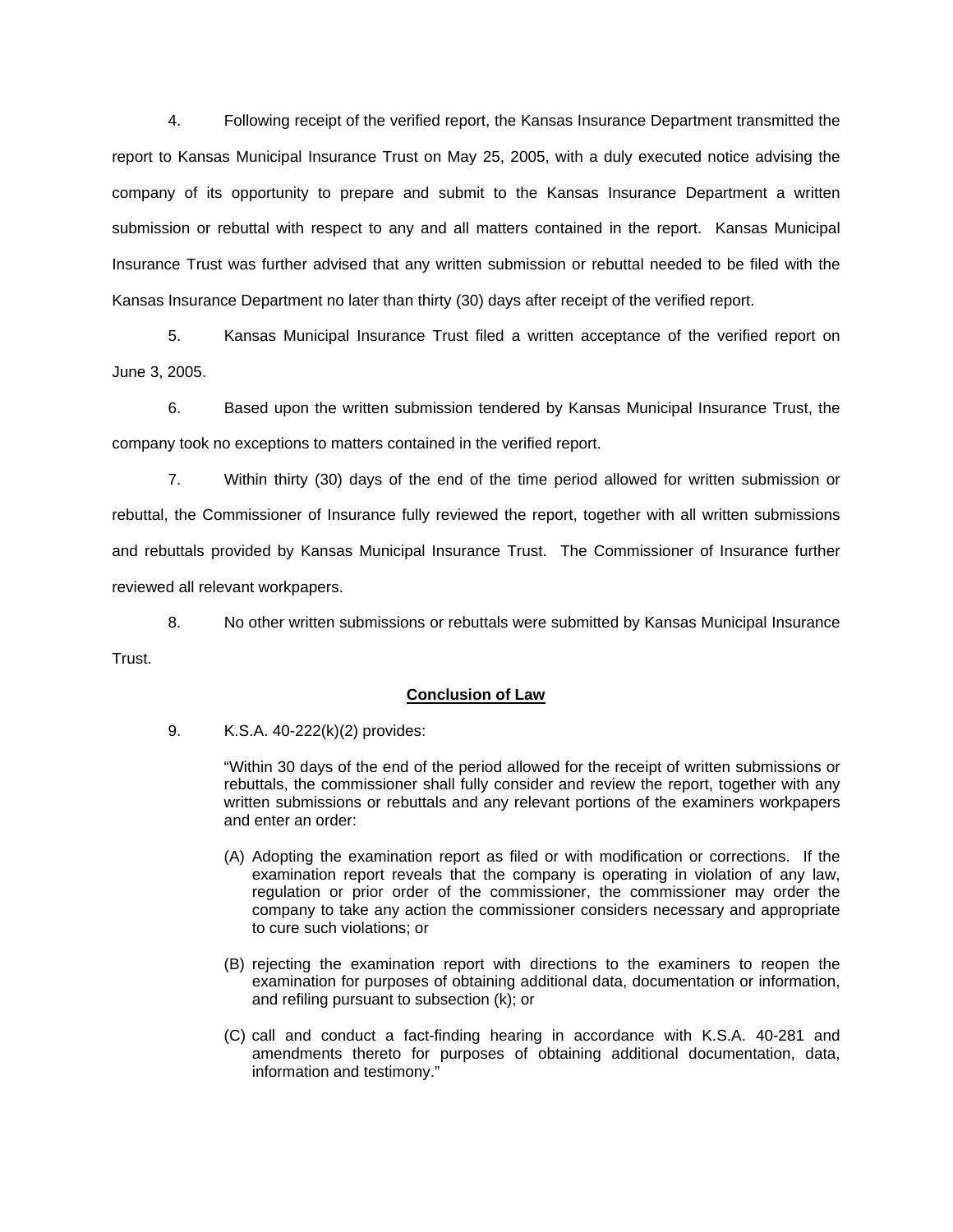4. Following receipt of the verified report, the Kansas Insurance Department transmitted the report to Kansas Municipal Insurance Trust on May 25, 2005, with a duly executed notice advising the company of its opportunity to prepare and submit to the Kansas Insurance Department a written submission or rebuttal with respect to any and all matters contained in the report. Kansas Municipal Insurance Trust was further advised that any written submission or rebuttal needed to be filed with the Kansas Insurance Department no later than thirty (30) days after receipt of the verified report.

5. Kansas Municipal Insurance Trust filed a written acceptance of the verified report on June 3, 2005.

6. Based upon the written submission tendered by Kansas Municipal Insurance Trust, the company took no exceptions to matters contained in the verified report.

7. Within thirty (30) days of the end of the time period allowed for written submission or rebuttal, the Commissioner of Insurance fully reviewed the report, together with all written submissions and rebuttals provided by Kansas Municipal Insurance Trust. The Commissioner of Insurance further reviewed all relevant workpapers.

8. No other written submissions or rebuttals were submitted by Kansas Municipal Insurance Trust.

**<u>Conclusion of Law</u>**

9. K.S.A. 40-222(k)(2) provides:

> "Within 30 days of the end of the period allowed for the receipt of written submissions or rebuttals, the commissioner shall fully consider and review the report, together with any written submissions or rebuttals and any relevant portions of the examiners workpapers and enter an order:
>
> (A) Adopting the examination report as filed or with modification or corrections. If the examination report reveals that the company is operating in violation of any law, regulation or prior order of the commissioner, the commissioner may order the company to take any action the commissioner considers necessary and appropriate to cure such violations; or
>
> (B) rejecting the examination report with directions to the examiners to reopen the examination for purposes of obtaining additional data, documentation or information, and refiling pursuant to subsection (k); or
>
> (C) call and conduct a fact-finding hearing in accordance with K.S.A. 40-281 and amendments thereto for purposes of obtaining additional documentation, data, information and testimony."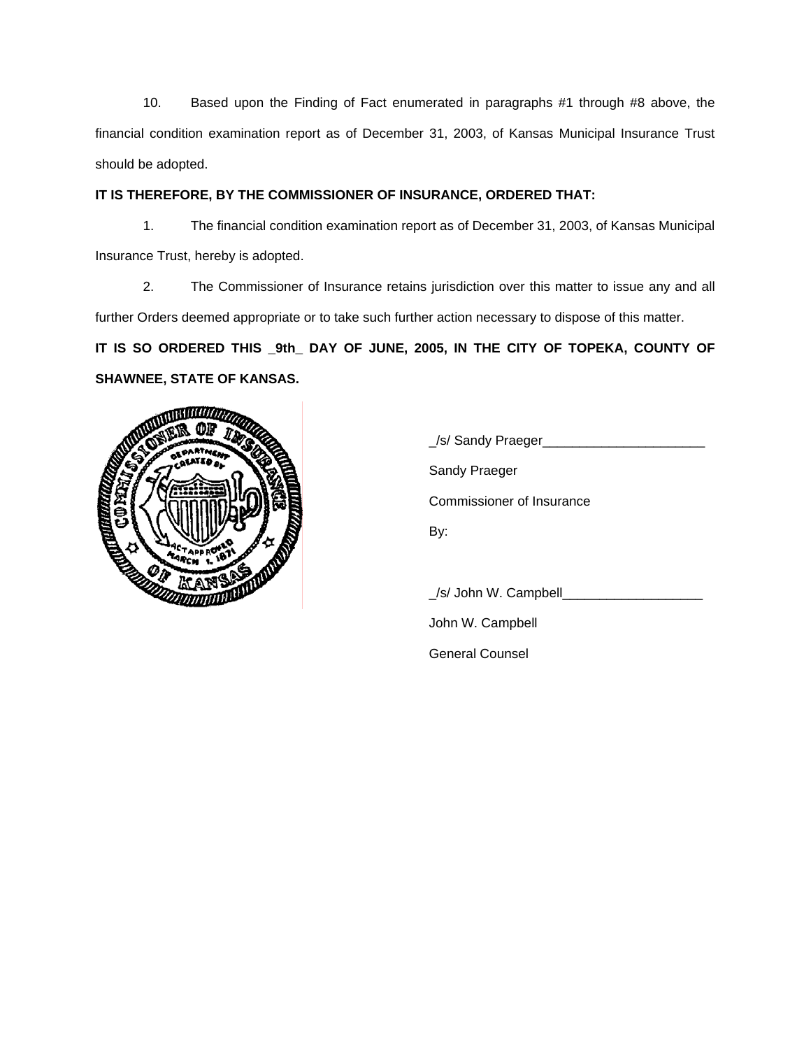10. Based upon the Finding of Fact enumerated in paragraphs #1 through #8 above, the financial condition examination report as of December 31, 2003, of Kansas Municipal Insurance Trust should be adopted.

**IT IS THEREFORE, BY THE COMMISSIONER OF INSURANCE, ORDERED THAT:**

1. The financial condition examination report as of December 31, 2003, of Kansas Municipal Insurance Trust, hereby is adopted.

2. The Commissioner of Insurance retains jurisdiction over this matter to issue any and all further Orders deemed appropriate or to take such further action necessary to dispose of this matter.

**IT IS SO ORDERED THIS _9th_ DAY OF JUNE, 2005, IN THE CITY OF TOPEKA, COUNTY OF SHAWNEE, STATE OF KANSAS.**

_/s/ Sandy Praeger______________________

Sandy Praeger

Commissioner of Insurance

By:

_/s/ John W. Campbell___________________

John W. Campbell

General Counsel